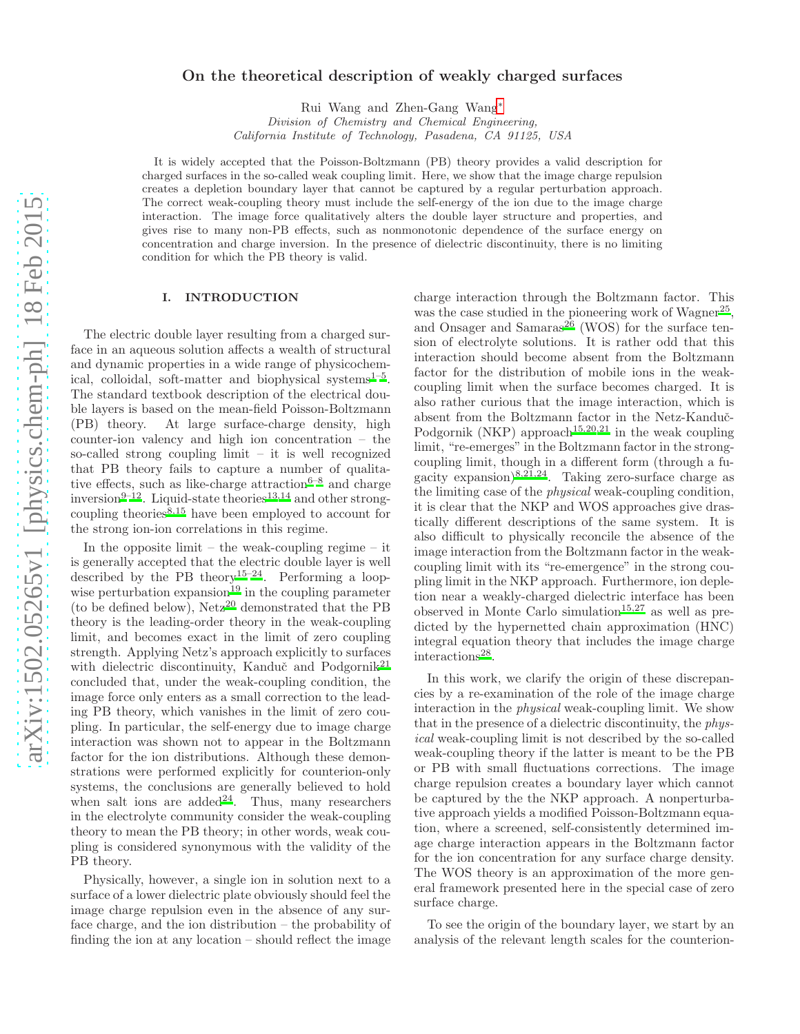# On the theoretical description of weakly charged surfaces

Rui Wang and Zhen-Gang Wang[*]

*Division of Chemistry and Chemical Engineering,*
*California Institute of Technology, Pasadena, CA 91125, USA*

It is widely accepted that the Poisson-Boltzmann (PB) theory provides a valid description for charged surfaces in the so-called weak coupling limit. Here, we show that the image charge repulsion creates a depletion boundary layer that cannot be captured by a regular perturbation approach. The correct weak-coupling theory must include the self-energy of the ion due to the image charge interaction. The image force qualitatively alters the double layer structure and properties, and gives rise to many non-PB effects, such as nonmonotonic dependence of the surface energy on concentration and charge inversion. In the presence of dielectric discontinuity, there is no limiting condition for which the PB theory is valid.

## I. INTRODUCTION

The electric double layer resulting from a charged surface in an aqueous solution affects a wealth of structural and dynamic properties in a wide range of physicochemical, colloidal, soft-matter and biophysical systems[1–5]. The standard textbook description of the electrical double layers is based on the mean-field Poisson-Boltzmann (PB) theory. At large surface-charge density, high counter-ion valency and high ion concentration – the so-called strong coupling limit – it is well recognized that PB theory fails to capture a number of qualitative effects, such as like-charge attraction[6–8] and charge inversion[9–12]. Liquid-state theories[13,14] and other strong-coupling theories[8,15] have been employed to account for the strong ion-ion correlations in this regime.

In the opposite limit – the weak-coupling regime – it is generally accepted that the electric double layer is well described by the PB theory[15–24]. Performing a loop-wise perturbation expansion[19] in the coupling parameter (to be defined below), Netz[20] demonstrated that the PB theory is the leading-order theory in the weak-coupling limit, and becomes exact in the limit of zero coupling strength. Applying Netz's approach explicitly to surfaces with dielectric discontinuity, Kanduč and Podgornik[21] concluded that, under the weak-coupling condition, the image force only enters as a small correction to the leading PB theory, which vanishes in the limit of zero coupling. In particular, the self-energy due to image charge interaction was shown not to appear in the Boltzmann factor for the ion distributions. Although these demonstrations were performed explicitly for counterion-only systems, the conclusions are generally believed to hold when salt ions are added[24]. Thus, many researchers in the electrolyte community consider the weak-coupling theory to mean the PB theory; in other words, weak coupling is considered synonymous with the validity of the PB theory.

Physically, however, a single ion in solution next to a surface of a lower dielectric plate obviously should feel the image charge repulsion even in the absence of any surface charge, and the ion distribution – the probability of finding the ion at any location – should reflect the image charge interaction through the Boltzmann factor. This was the case studied in the pioneering work of Wagner[25], and Onsager and Samaras[26] (WOS) for the surface tension of electrolyte solutions. It is rather odd that this interaction should become absent from the Boltzmann factor for the distribution of mobile ions in the weak-coupling limit when the surface becomes charged. It is also rather curious that the image interaction, which is absent from the Boltzmann factor in the Netz-Kanduč-Podgornik (NKP) approach[15,20,21] in the weak coupling limit, "re-emerges" in the Boltzmann factor in the strong-coupling limit, though in a different form (through a fugacity expansion)[8,21,24]. Taking zero-surface charge as the limiting case of the *physical* weak-coupling condition, it is clear that the NKP and WOS approaches give drastically different descriptions of the same system. It is also difficult to physically reconcile the absence of the image interaction from the Boltzmann factor in the weak-coupling limit with its "re-emergence" in the strong coupling limit in the NKP approach. Furthermore, ion depletion near a weakly-charged dielectric interface has been observed in Monte Carlo simulation[15,27] as well as predicted by the hypernetted chain approximation (HNC) integral equation theory that includes the image charge interactions[28].

In this work, we clarify the origin of these discrepancies by a re-examination of the role of the image charge interaction in the *physical* weak-coupling limit. We show that in the presence of a dielectric discontinuity, the *physical* weak-coupling limit is not described by the so-called weak-coupling theory if the latter is meant to be the PB or PB with small fluctuations corrections. The image charge repulsion creates a boundary layer which cannot be captured by the the NKP approach. A nonperturbative approach yields a modified Poisson-Boltzmann equation, where a screened, self-consistently determined image charge interaction appears in the Boltzmann factor for the ion concentration for any surface charge density. The WOS theory is an approximation of the more general framework presented here in the special case of zero surface charge.

To see the origin of the boundary layer, we start by an analysis of the relevant length scales for the counterion-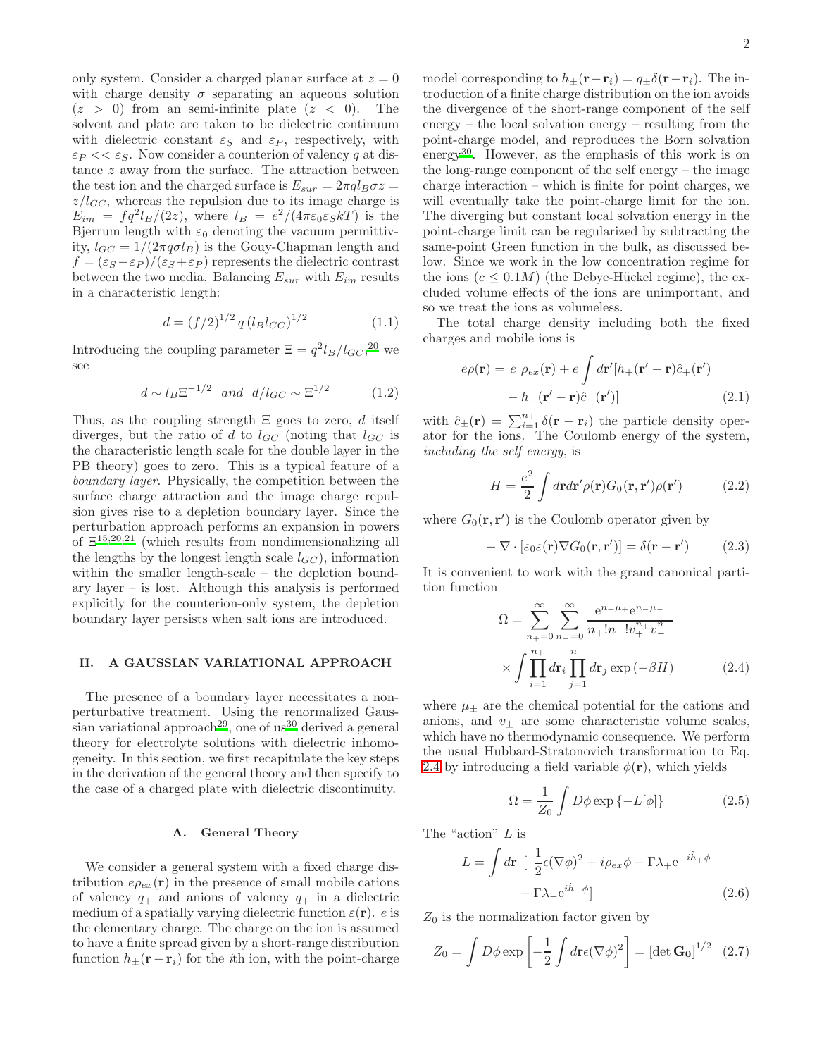only system. Consider a charged planar surface at $z = 0$ with charge density $\sigma$ separating an aqueous solution ($z > 0$) from an semi-infinite plate ($z < 0$). The solvent and plate are taken to be dielectric continuum with dielectric constant $\varepsilon_S$ and $\varepsilon_P$, respectively, with $\varepsilon_P << \varepsilon_S$. Now consider a counterion of valency $q$ at distance $z$ away from the surface. The attraction between the test ion and the charged surface is $E_{sur} = 2\pi q l_B \sigma z = z/l_{GC}$, whereas the repulsion due to its image charge is $E_{im} = f q^2 l_B/(2z)$, where $l_B = e^2/(4\pi\varepsilon_0\varepsilon_S kT)$ is the Bjerrum length with $\varepsilon_0$ denoting the vacuum permittivity, $l_{GC} = 1/(2\pi q \sigma l_B)$ is the Gouy-Chapman length and $f = (\varepsilon_S - \varepsilon_P)/(\varepsilon_S + \varepsilon_P)$ represents the dielectric contrast between the two media. Balancing $E_{sur}$ with $E_{im}$ results in a characteristic length:

$$d = (f/2)^{1/2}\, q\, (l_B l_{GC})^{1/2} \tag{1.1}$$

Introducing the coupling parameter $\Xi = q^2 l_B/l_{GC}$,[20] we see

$$d \sim l_B \Xi^{-1/2} \quad and \quad d/l_{GC} \sim \Xi^{1/2} \tag{1.2}$$

Thus, as the coupling strength $\Xi$ goes to zero, $d$ itself diverges, but the ratio of $d$ to $l_{GC}$ (noting that $l_{GC}$ is the characteristic length scale for the double layer in the PB theory) goes to zero. This is a typical feature of a *boundary layer*. Physically, the competition between the surface charge attraction and the image charge repulsion gives rise to a depletion boundary layer. Since the perturbation approach performs an expansion in powers of $\Xi$[15,20,21] (which results from nondimensionalizing all the lengths by the longest length scale $l_{GC}$), information within the smaller length-scale – the depletion boundary layer – is lost. Although this analysis is performed explicitly for the counterion-only system, the depletion boundary layer persists when salt ions are introduced.

## II. A GAUSSIAN VARIATIONAL APPROACH

The presence of a boundary layer necessitates a non-perturbative treatment. Using the renormalized Gaussian variational approach[29], one of us[30] derived a general theory for electrolyte solutions with dielectric inhomogeneity. In this section, we first recapitulate the key steps in the derivation of the general theory and then specify to the case of a charged plate with dielectric discontinuity.

### A. General Theory

We consider a general system with a fixed charge distribution $e\rho_{ex}(\mathbf{r})$ in the presence of small mobile cations of valency $q_+$ and anions of valency $q_+$ in a dielectric medium of a spatially varying dielectric function $\varepsilon(\mathbf{r})$. $e$ is the elementary charge. The charge on the ion is assumed to have a finite spread given by a short-range distribution function $h_\pm(\mathbf{r} - \mathbf{r}_i)$ for the $i$th ion, with the point-charge model corresponding to $h_\pm(\mathbf{r} - \mathbf{r}_i) = q_\pm \delta(\mathbf{r} - \mathbf{r}_i)$. The introduction of a finite charge distribution on the ion avoids the divergence of the short-range component of the self energy – the local solvation energy – resulting from the point-charge model, and reproduces the Born solvation energy[30]. However, as the emphasis of this work is on the long-range component of the self energy – the image charge interaction – which is finite for point charges, we will eventually take the point-charge limit for the ion. The diverging but constant local solvation energy in the point-charge limit can be regularized by subtracting the same-point Green function in the bulk, as discussed below. Since we work in the low concentration regime for the ions ($c \leq 0.1M$) (the Debye-Hückel regime), the excluded volume effects of the ions are unimportant, and so we treat the ions as volumeless.

The total charge density including both the fixed charges and mobile ions is

$$e\rho(\mathbf{r}) = e\ \rho_{ex}(\mathbf{r}) + e\int d\mathbf{r}'[h_+(\mathbf{r}' - \mathbf{r})\hat{c}_+(\mathbf{r}') - h_-(\mathbf{r}' - \mathbf{r})\hat{c}_-(\mathbf{r}')] \tag{2.1}$$

with $\hat{c}_\pm(\mathbf{r}) = \sum_{i=1}^{n_\pm} \delta(\mathbf{r} - \mathbf{r}_i)$ the particle density operator for the ions. The Coulomb energy of the system, *including the self energy*, is

$$H = \frac{e^2}{2}\int d\mathbf{r} d\mathbf{r}' \rho(\mathbf{r}) G_0(\mathbf{r}, \mathbf{r}') \rho(\mathbf{r}') \tag{2.2}$$

where $G_0(\mathbf{r}, \mathbf{r}')$ is the Coulomb operator given by

$$-\nabla \cdot [\varepsilon_0 \varepsilon(\mathbf{r}) \nabla G_0(\mathbf{r}, \mathbf{r}')] = \delta(\mathbf{r} - \mathbf{r}') \tag{2.3}$$

It is convenient to work with the grand canonical partition function

$$\Omega = \sum_{n_+=0}^{\infty}\sum_{n_-=0}^{\infty} \frac{e^{n_+\mu_+} e^{n_-\mu_-}}{n_+! n_-! v_+^{n_+} v_-^{n_-}} \times \int \prod_{i=1}^{n_+} d\mathbf{r}_i \prod_{j=1}^{n_-} d\mathbf{r}_j \exp(-\beta H) \tag{2.4}$$

where $\mu_\pm$ are the chemical potential for the cations and anions, and $v_\pm$ are some characteristic volume scales, which have no thermodynamic consequence. We perform the usual Hubbard-Stratonovich transformation to Eq. 2.4 by introducing a field variable $\phi(\mathbf{r})$, which yields

$$\Omega = \frac{1}{Z_0}\int D\phi \exp\{-L[\phi]\} \tag{2.5}$$

The "action" $L$ is

$$L = \int d\mathbf{r}\ \left[\ \frac{1}{2}\epsilon(\nabla\phi)^2 + i\rho_{ex}\phi - \Gamma\lambda_+ e^{-i\hat{h}_+\phi} - \Gamma\lambda_- e^{i\hat{h}_-\phi}\right] \tag{2.6}$$

$Z_0$ is the normalization factor given by

$$Z_0 = \int D\phi \exp\left[-\frac{1}{2}\int d\mathbf{r}\epsilon(\nabla\phi)^2\right] = [\det \mathbf{G_0}]^{1/2} \tag{2.7}$$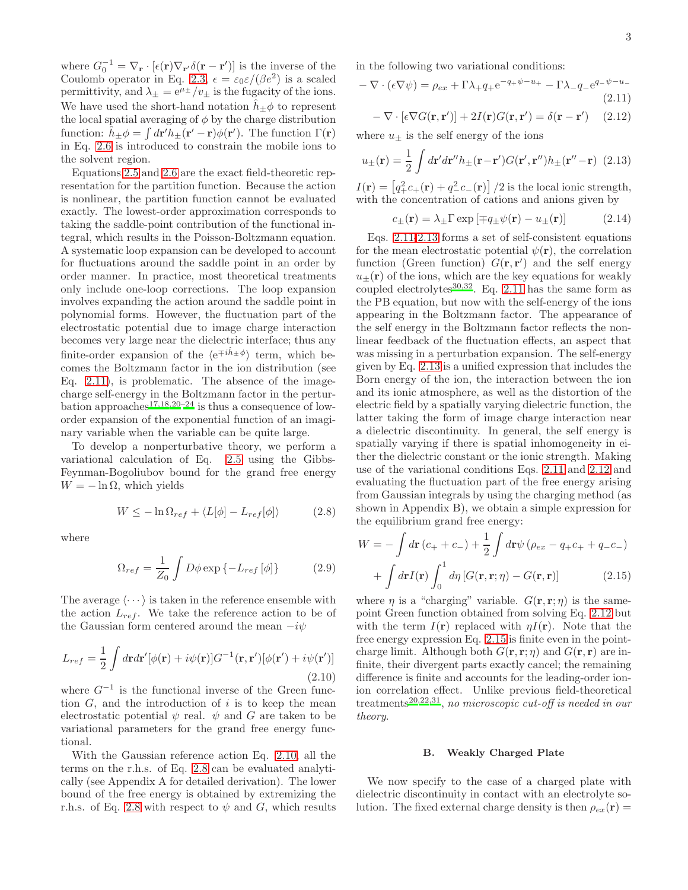where $G_0^{-1} = \nabla_{\mathbf{r}} \cdot [\epsilon(\mathbf{r}) \nabla_{\mathbf{r}'} \delta(\mathbf{r}-\mathbf{r}')]$ is the inverse of the Coulomb operator in Eq. 2.3, $\epsilon = \varepsilon_0 \varepsilon/(\beta e^2)$ is a scaled permittivity, and $\lambda_\pm = e^{\mu_\pm}/v_\pm$ is the fugacity of the ions. We have used the short-hand notation $\hat{h}_\pm \phi$ to represent the local spatial averaging of $\phi$ by the charge distribution function: $\hat{h}_\pm \phi = \int d\mathbf{r}' h_\pm(\mathbf{r}'-\mathbf{r})\phi(\mathbf{r}')$. The function $\Gamma(\mathbf{r})$ in Eq. 2.6 is introduced to constrain the mobile ions to the solvent region.

Equations 2.5 and 2.6 are the exact field-theoretic representation for the partition function. Because the action is nonlinear, the partition function cannot be evaluated exactly. The lowest-order approximation corresponds to taking the saddle-point contribution of the functional integral, which results in the Poisson-Boltzmann equation. A systematic loop expansion can be developed to account for fluctuations around the saddle point in an order by order manner. In practice, most theoretical treatments only include one-loop corrections. The loop expansion involves expanding the action around the saddle point in polynomial forms. However, the fluctuation part of the electrostatic potential due to image charge interaction becomes very large near the dielectric interface; thus any finite-order expansion of the $\langle e^{\mp i \hat{h}_\pm \phi} \rangle$ term, which becomes the Boltzmann factor in the ion distribution (see Eq. 2.11), is problematic. The absence of the image-charge self-energy in the Boltzmann factor in the perturbation approaches[17,18,20–24] is thus a consequence of low-order expansion of the exponential function of an imaginary variable when the variable can be quite large.

To develop a nonperturbative theory, we perform a variational calculation of Eq. 2.5 using the Gibbs-Feynman-Bogoliubov bound for the grand free energy $W = -\ln \Omega$, which yields

$$W \leq -\ln \Omega_{ref} + \langle L[\phi] - L_{ref}[\phi] \rangle \tag{2.8}$$

where

$$\Omega_{ref} = \frac{1}{Z_0} \int D\phi \exp\{-L_{ref}[\phi]\} \tag{2.9}$$

The average $\langle \cdots \rangle$ is taken in the reference ensemble with the action $L_{ref}$. We take the reference action to be of the Gaussian form centered around the mean $-i\psi$

$$L_{ref} = \frac{1}{2} \int d\mathbf{r} d\mathbf{r}' [\phi(\mathbf{r}) + i\psi(\mathbf{r})] G^{-1}(\mathbf{r}, \mathbf{r}') [\phi(\mathbf{r}') + i\psi(\mathbf{r}')] \tag{2.10}$$

where $G^{-1}$ is the functional inverse of the Green function $G$, and the introduction of $i$ is to keep the mean electrostatic potential $\psi$ real. $\psi$ and $G$ are taken to be variational parameters for the grand free energy functional.

With the Gaussian reference action Eq. 2.10, all the terms on the r.h.s. of Eq. 2.8 can be evaluated analytically (see Appendix A for detailed derivation). The lower bound of the free energy is obtained by extremizing the r.h.s. of Eq. 2.8 with respect to $\psi$ and $G$, which results in the following two variational conditions:

$$-\nabla \cdot (\epsilon \nabla \psi) = \rho_{ex} + \Gamma \lambda_+ q_+ e^{-q_+ \psi - u_+} - \Gamma \lambda_- q_- e^{q_- \psi - u_-} \tag{2.11}$$

$$-\nabla \cdot [\epsilon \nabla G(\mathbf{r}, \mathbf{r}')] + 2I(\mathbf{r}) G(\mathbf{r}, \mathbf{r}') = \delta(\mathbf{r} - \mathbf{r}') \tag{2.12}$$

where $u_\pm$ is the self energy of the ions

$$u_\pm(\mathbf{r}) = \frac{1}{2} \int d\mathbf{r}' d\mathbf{r}'' h_\pm(\mathbf{r} - \mathbf{r}') G(\mathbf{r}', \mathbf{r}'') h_\pm(\mathbf{r}'' - \mathbf{r}) \tag{2.13}$$

$I(\mathbf{r}) = \left[q_+^2 c_+(\mathbf{r}) + q_-^2 c_-(\mathbf{r})\right]/2$ is the local ionic strength, with the concentration of cations and anions given by

$$c_\pm(\mathbf{r}) = \lambda_\pm \Gamma \exp\left[\mp q_\pm \psi(\mathbf{r}) - u_\pm(\mathbf{r})\right] \tag{2.14}$$

Eqs. 2.11-2.13 forms a set of self-consistent equations for the mean electrostatic potential $\psi(\mathbf{r})$, the correlation function (Green function) $G(\mathbf{r}, \mathbf{r}')$ and the self energy $u_\pm(\mathbf{r})$ of the ions, which are the key equations for weakly coupled electrolytes[30,32]. Eq. 2.11 has the same form as the PB equation, but now with the self-energy of the ions appearing in the Boltzmann factor. The appearance of the self energy in the Boltzmann factor reflects the nonlinear feedback of the fluctuation effects, an aspect that was missing in a perturbation expansion. The self-energy given by Eq. 2.13 is a unified expression that includes the Born energy of the ion, the interaction between the ion and its ionic atmosphere, as well as the distortion of the electric field by a spatially varying dielectric function, the latter taking the form of image charge interaction near a dielectric discontinuity. In general, the self energy is spatially varying if there is spatial inhomogeneity in either the dielectric constant or the ionic strength. Making use of the variational conditions Eqs. 2.11 and 2.12 and evaluating the fluctuation part of the free energy arising from Gaussian integrals by using the charging method (as shown in Appendix B), we obtain a simple expression for the equilibrium grand free energy:

$$W = -\int d\mathbf{r} (c_+ + c_-) + \frac{1}{2} \int d\mathbf{r} \psi (\rho_{ex} - q_+ c_+ + q_- c_-) + \int d\mathbf{r} I(\mathbf{r}) \int_0^1 d\eta \left[G(\mathbf{r}, \mathbf{r}; \eta) - G(\mathbf{r}, \mathbf{r})\right] \tag{2.15}$$

where $\eta$ is a "charging" variable. $G(\mathbf{r}, \mathbf{r}; \eta)$ is the same-point Green function obtained from solving Eq. 2.12 but with the term $I(\mathbf{r})$ replaced with $\eta I(\mathbf{r})$. Note that the free energy expression Eq. 2.15 is finite even in the point-charge limit. Although both $G(\mathbf{r}, \mathbf{r}; \eta)$ and $G(\mathbf{r}, \mathbf{r})$ are infinite, their divergent parts exactly cancel; the remaining difference is finite and accounts for the leading-order ion-ion correlation effect. Unlike previous field-theoretical treatments[20,22,31], *no microscopic cut-off is needed in our theory.*

### B. Weakly Charged Plate

We now specify to the case of a charged plate with dielectric discontinuity in contact with an electrolyte solution. The fixed external charge density is then $\rho_{ex}(\mathbf{r}) =$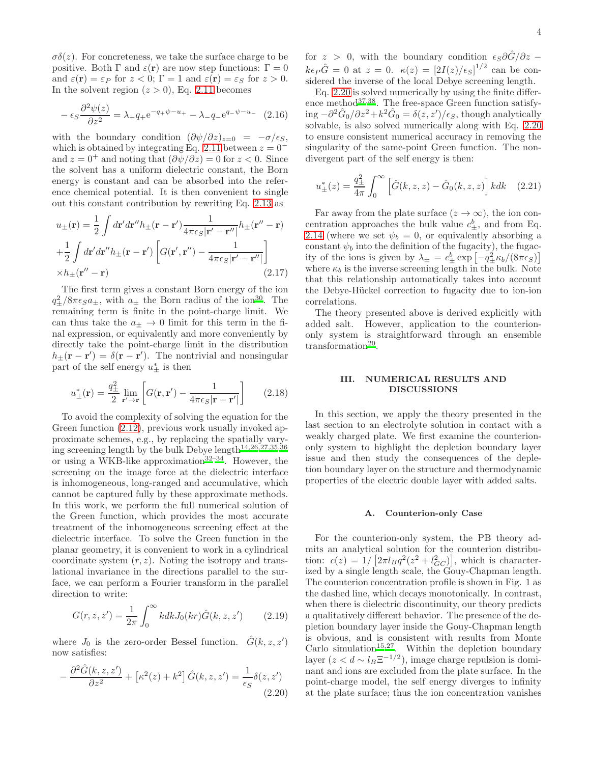$\sigma\delta(z)$. For concreteness, we take the surface charge to be positive. Both $\Gamma$ and $\varepsilon(\mathbf{r})$ are now step functions: $\Gamma = 0$ and $\varepsilon(\mathbf{r}) = \varepsilon_P$ for $z < 0$; $\Gamma = 1$ and $\varepsilon(\mathbf{r}) = \varepsilon_S$ for $z > 0$. In the solvent region ($z > 0$), Eq. 2.11 becomes

$$-\epsilon_S \frac{\partial^2 \psi(z)}{\partial z^2} = \lambda_+ q_+ e^{-q_+\psi - u_+} - \lambda_- q_- e^{q_-\psi - u_-} \quad (2.16)$$

with the boundary condition $(\partial\psi/\partial z)_{z=0} = -\sigma/\epsilon_S$, which is obtained by integrating Eq. 2.11 between $z = 0^-$ and $z = 0^+$ and noting that $(\partial\psi/\partial z) = 0$ for $z < 0$. Since the solvent has a uniform dielectric constant, the Born energy is constant and can be absorbed into the reference chemical potential. It is then convenient to single out this constant contribution by rewriting Eq. 2.13 as

$$\begin{aligned} u_\pm(\mathbf{r}) &= \frac{1}{2}\int d\mathbf{r}' d\mathbf{r}'' h_\pm(\mathbf{r}-\mathbf{r}') \frac{1}{4\pi\epsilon_S|\mathbf{r}'-\mathbf{r}''|} h_\pm(\mathbf{r}''-\mathbf{r}) \\ &+ \frac{1}{2}\int d\mathbf{r}' d\mathbf{r}'' h_\pm(\mathbf{r}-\mathbf{r}') \left[G(\mathbf{r}',\mathbf{r}'') - \frac{1}{4\pi\epsilon_S|\mathbf{r}'-\mathbf{r}''|}\right] \\ &\times h_\pm(\mathbf{r}''-\mathbf{r}) \end{aligned} \quad (2.17)$$

The first term gives a constant Born energy of the ion $q_\pm^2/8\pi\epsilon_S a_\pm$, with $a_\pm$ the Born radius of the ion[30]. The remaining term is finite in the point-charge limit. We can thus take the $a_\pm \to 0$ limit for this term in the final expression, or equivalently and more conveniently by directly take the point-charge limit in the distribution $h_\pm(\mathbf{r}-\mathbf{r}') = \delta(\mathbf{r}-\mathbf{r}')$. The nontrivial and nonsingular part of the self energy $u_\pm^*$ is then

$$u_\pm^*(\mathbf{r}) = \frac{q_\pm^2}{2}\lim_{\mathbf{r}'\to\mathbf{r}}\left[G(\mathbf{r},\mathbf{r}') - \frac{1}{4\pi\epsilon_S|\mathbf{r}-\mathbf{r}'|}\right] \quad (2.18)$$

To avoid the complexity of solving the equation for the Green function (2.12), previous work usually invoked approximate schemes, e.g., by replacing the spatially varying screening length by the bulk Debye length[14,26,27,35,36] or using a WKB-like approximation[32–34]. However, the screening on the image force at the dielectric interface is inhomogeneous, long-ranged and accumulative, which cannot be captured fully by these approximate methods. In this work, we perform the full numerical solution of the Green function, which provides the most accurate treatment of the inhomogeneous screening effect at the dielectric interface. To solve the Green function in the planar geometry, it is convenient to work in a cylindrical coordinate system $(r, z)$. Noting the isotropy and translational invariance in the directions parallel to the surface, we can perform a Fourier transform in the parallel direction to write:

$$G(r, z, z') = \frac{1}{2\pi}\int_0^\infty k dk J_0(kr) \hat{G}(k, z, z') \quad (2.19)$$

where $J_0$ is the zero-order Bessel function. $\hat{G}(k, z, z')$ now satisfies:

$$-\frac{\partial^2 \hat{G}(k,z,z')}{\partial z^2} + \left[\kappa^2(z) + k^2\right]\hat{G}(k,z,z') = \frac{1}{\epsilon_S}\delta(z,z') \quad (2.20)$$

for $z > 0$, with the boundary condition $\epsilon_S \partial\hat{G}/\partial z - k\epsilon_P \hat{G} = 0$ at $z = 0$. $\kappa(z) = [2I(z)/\epsilon_S]^{1/2}$ can be considered the inverse of the local Debye screening length.

Eq. 2.20 is solved numerically by using the finite difference method[37,38]. The free-space Green function satisfying $-\partial^2\hat{G}_0/\partial z^2 + k^2\hat{G}_0 = \delta(z,z')/\epsilon_S$, though analytically solvable, is also solved numerically along with Eq. 2.20 to ensure consistent numerical accuracy in removing the singularity of the same-point Green function. The nondivergent part of the self energy is then:

$$u_\pm^*(z) = \frac{q_\pm^2}{4\pi}\int_0^\infty \left[\hat{G}(k,z,z) - \hat{G}_0(k,z,z)\right] k dk \quad (2.21)$$

Far away from the plate surface ($z \to \infty$), the ion concentration approaches the bulk value $c_\pm^b$, and from Eq. 2.14 (where we set $\psi_b = 0$, or equivalently absorbing a constant $\psi_b$ into the definition of the fugacity), the fugacity of the ions is given by $\lambda_\pm = c_\pm^b \exp\left[-q_\pm^2\kappa_b/(8\pi\epsilon_S)\right]$ where $\kappa_b$ is the inverse screening length in the bulk. Note that this relationship automatically takes into account the Debye-Hückel correction to fugacity due to ion-ion correlations.

The theory presented above is derived explicitly with added salt. However, application to the counterion-only system is straightforward through an ensemble transformation[20].

## III. NUMERICAL RESULTS AND DISCUSSIONS

In this section, we apply the theory presented in the last section to an electrolyte solution in contact with a weakly charged plate. We first examine the counterion-only system to highlight the depletion boundary layer issue and then study the consequences of the depletion boundary layer on the structure and thermodynamic properties of the electric double layer with added salts.

### A. Counterion-only Case

For the counterion-only system, the PB theory admits an analytical solution for the counterion distribution: $c(z) = 1/\left[2\pi l_B q^2(z^2 + l_{GC}^2)\right]$, which is characterized by a single length scale, the Gouy-Chapman length. The counterion concentration profile is shown in Fig. 1 as the dashed line, which decays monotonically. In contrast, when there is dielectric discontinuity, our theory predicts a qualitatively different behavior. The presence of the depletion boundary layer inside the Gouy-Chapman length is obvious, and is consistent with results from Monte Carlo simulation[15,27]. Within the depletion boundary layer ($z < d \sim l_B\Xi^{-1/2}$), image charge repulsion is dominant and ions are excluded from the plate surface. In the point-charge model, the self energy diverges to infinity at the plate surface; thus the ion concentration vanishes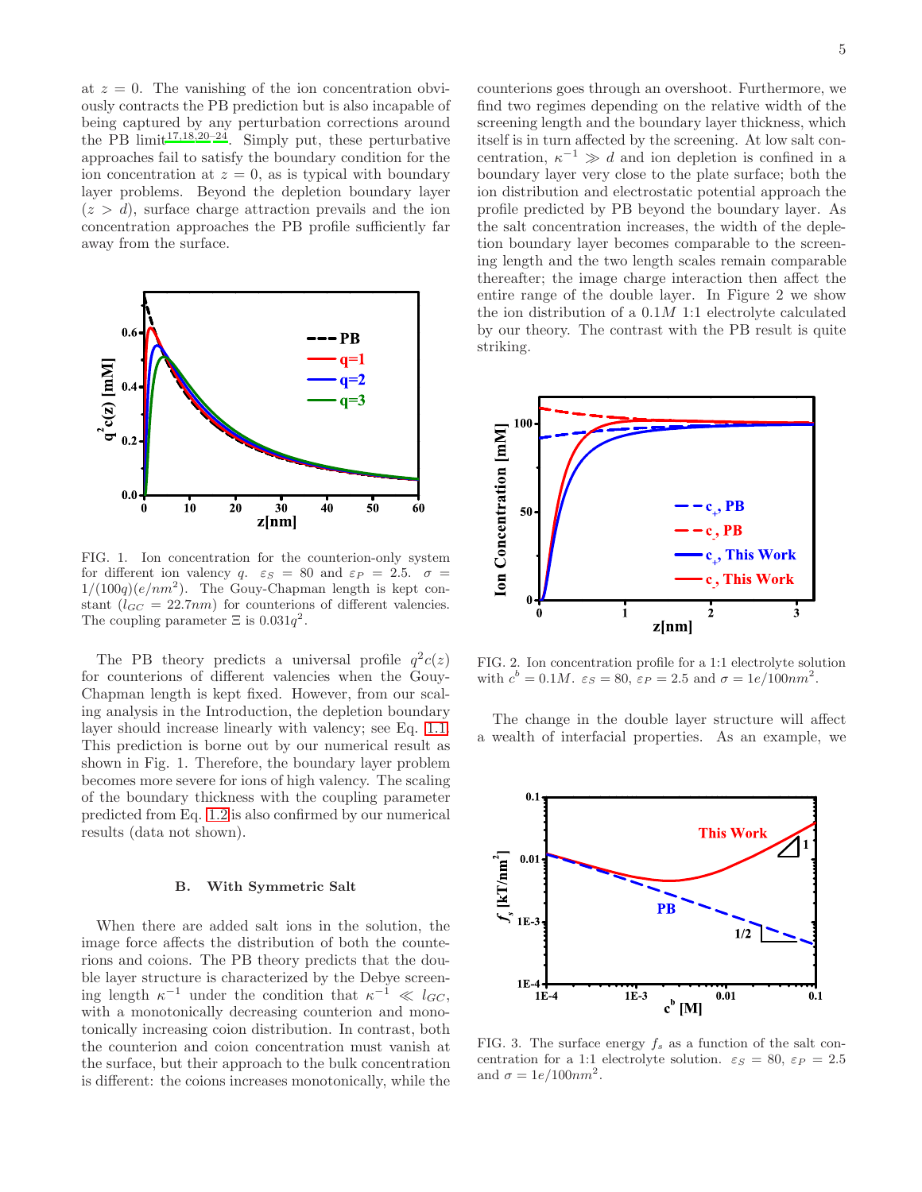at $z = 0$. The vanishing of the ion concentration obviously contracts the PB prediction but is also incapable of being captured by any perturbation corrections around the PB limit[17,18,20–24]. Simply put, these perturbative approaches fail to satisfy the boundary condition for the ion concentration at $z = 0$, as is typical with boundary layer problems. Beyond the depletion boundary layer ($z > d$), surface charge attraction prevails and the ion concentration approaches the PB profile sufficiently far away from the surface.

FIG. 1. Ion concentration for the counterion-only system for different ion valency $q$. $\varepsilon_S = 80$ and $\varepsilon_P = 2.5$. $\sigma = 1/(100q)(e/nm^2)$. The Gouy-Chapman length is kept constant ($l_{GC} = 22.7nm$) for counterions of different valencies. The coupling parameter $\Xi$ is $0.031q^2$.

The PB theory predicts a universal profile $q^2c(z)$ for counterions of different valencies when the Gouy-Chapman length is kept fixed. However, from our scaling analysis in the Introduction, the depletion boundary layer should increase linearly with valency; see Eq. 1.1. This prediction is borne out by our numerical result as shown in Fig. 1. Therefore, the boundary layer problem becomes more severe for ions of high valency. The scaling of the boundary thickness with the coupling parameter predicted from Eq. 1.2 is also confirmed by our numerical results (data not shown).

### B. With Symmetric Salt

When there are added salt ions in the solution, the image force affects the distribution of both the counterions and coions. The PB theory predicts that the double layer structure is characterized by the Debye screening length $\kappa^{-1}$ under the condition that $\kappa^{-1} \ll l_{GC}$, with a monotonically decreasing counterion and monotonically increasing coion distribution. In contrast, both the counterion and coion concentration must vanish at the surface, but their approach to the bulk concentration is different: the coions increases monotonically, while the counterions goes through an overshoot. Furthermore, we find two regimes depending on the relative width of the screening length and the boundary layer thickness, which itself is in turn affected by the screening. At low salt concentration, $\kappa^{-1} \gg d$ and ion depletion is confined in a boundary layer very close to the plate surface; both the ion distribution and electrostatic potential approach the profile predicted by PB beyond the boundary layer. As the salt concentration increases, the width of the depletion boundary layer becomes comparable to the screening length and the two length scales remain comparable thereafter; the image charge interaction then affect the entire range of the double layer. In Figure 2 we show the ion distribution of a $0.1M$ 1:1 electrolyte calculated by our theory. The contrast with the PB result is quite striking.

FIG. 2. Ion concentration profile for a 1:1 electrolyte solution with $c^b = 0.1M$. $\varepsilon_S = 80$, $\varepsilon_P = 2.5$ and $\sigma = 1e/100nm^2$.

The change in the double layer structure will affect a wealth of interfacial properties. As an example, we

FIG. 3. The surface energy $f_s$ as a function of the salt concentration for a 1:1 electrolyte solution. $\varepsilon_S = 80$, $\varepsilon_P = 2.5$ and $\sigma = 1e/100nm^2$.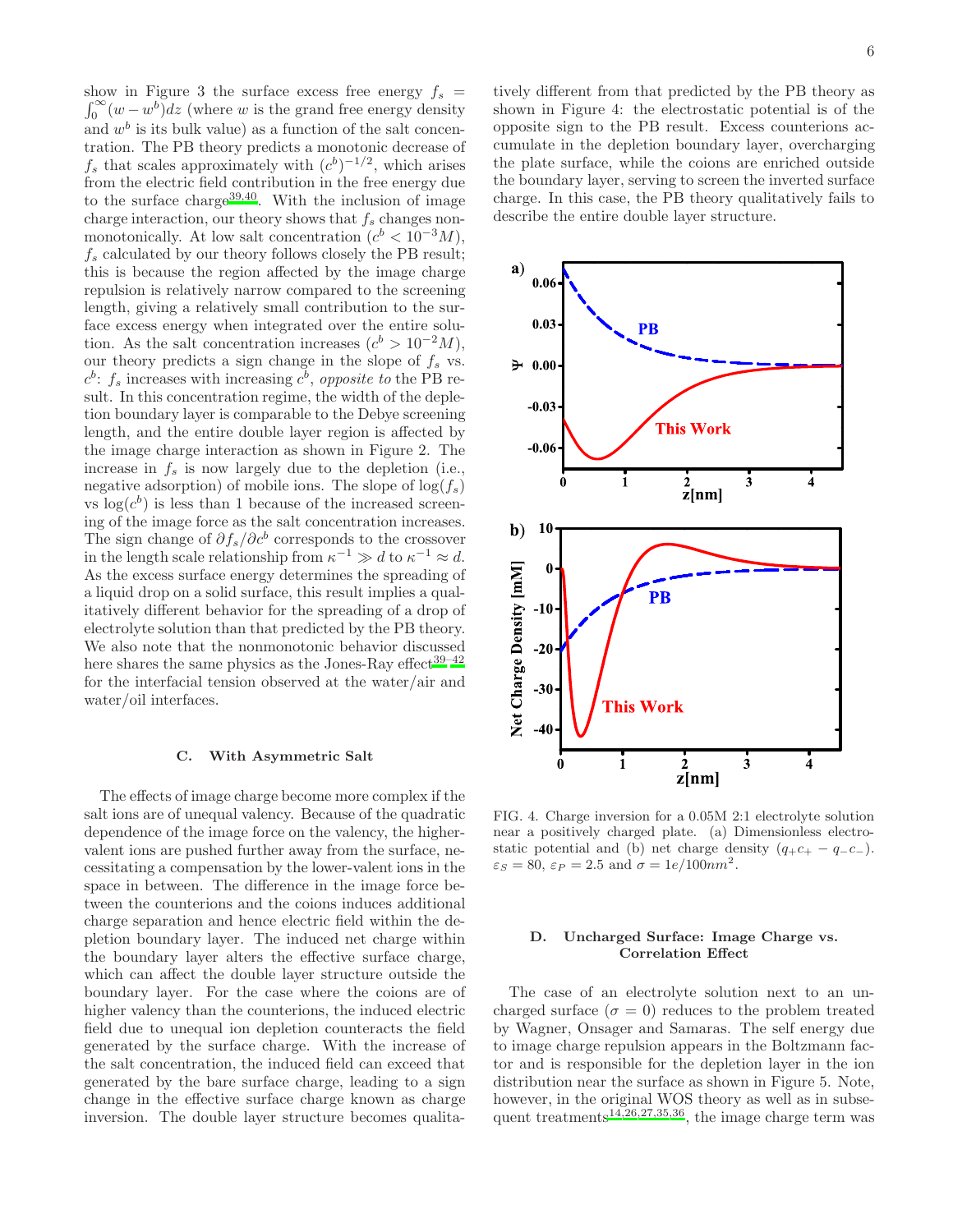show in Figure 3 the surface excess free energy $f_s = \int_0^\infty (w - w^b)dz$ (where $w$ is the grand free energy density and $w^b$ is its bulk value) as a function of the salt concentration. The PB theory predicts a monotonic decrease of $f_s$ that scales approximately with $(c^b)^{-1/2}$, which arises from the electric field contribution in the free energy due to the surface charge[39,40]. With the inclusion of image charge interaction, our theory shows that $f_s$ changes non-monotonically. At low salt concentration ($c^b < 10^{-3}M$), $f_s$ calculated by our theory follows closely the PB result; this is because the region affected by the image charge repulsion is relatively narrow compared to the screening length, giving a relatively small contribution to the surface excess energy when integrated over the entire solution. As the salt concentration increases ($c^b > 10^{-2}M$), our theory predicts a sign change in the slope of $f_s$ vs. $c^b$: $f_s$ increases with increasing $c^b$, *opposite to* the PB result. In this concentration regime, the width of the depletion boundary layer is comparable to the Debye screening length, and the entire double layer region is affected by the image charge interaction as shown in Figure 2. The increase in $f_s$ is now largely due to the depletion (i.e., negative adsorption) of mobile ions. The slope of $\log(f_s)$ vs $\log(c^b)$ is less than 1 because of the increased screening of the image force as the salt concentration increases. The sign change of $\partial f_s/\partial c^b$ corresponds to the crossover in the length scale relationship from $\kappa^{-1} \gg d$ to $\kappa^{-1} \approx d$. As the excess surface energy determines the spreading of a liquid drop on a solid surface, this result implies a qualitatively different behavior for the spreading of a drop of electrolyte solution than that predicted by the PB theory. We also note that the nonmonotonic behavior discussed here shares the same physics as the Jones-Ray effect[39–42] for the interfacial tension observed at the water/air and water/oil interfaces.

### C. With Asymmetric Salt

The effects of image charge become more complex if the salt ions are of unequal valency. Because of the quadratic dependence of the image force on the valency, the higher-valent ions are pushed further away from the surface, necessitating a compensation by the lower-valent ions in the space in between. The difference in the image force between the counterions and the coions induces additional charge separation and hence electric field within the depletion boundary layer. The induced net charge within the boundary layer alters the effective surface charge, which can affect the double layer structure outside the boundary layer. For the case where the coions are of higher valency than the counterions, the induced electric field due to unequal ion depletion counteracts the field generated by the surface charge. With the increase of the salt concentration, the induced field can exceed that generated by the bare surface charge, leading to a sign change in the effective surface charge known as charge inversion. The double layer structure becomes qualitatively different from that predicted by the PB theory as shown in Figure 4: the electrostatic potential is of the opposite sign to the PB result. Excess counterions accumulate in the depletion boundary layer, overcharging the plate surface, while the coions are enriched outside the boundary layer, serving to screen the inverted surface charge. In this case, the PB theory qualitatively fails to describe the entire double layer structure.

FIG. 4. Charge inversion for a 0.05M 2:1 electrolyte solution near a positively charged plate. (a) Dimensionless electrostatic potential and (b) net charge density ($q_+c_+ - q_-c_-$). $\varepsilon_S = 80$, $\varepsilon_P = 2.5$ and $\sigma = 1e/100nm^2$.

### D. Uncharged Surface: Image Charge vs. Correlation Effect

The case of an electrolyte solution next to an uncharged surface ($\sigma = 0$) reduces to the problem treated by Wagner, Onsager and Samaras. The self energy due to image charge repulsion appears in the Boltzmann factor and is responsible for the depletion layer in the ion distribution near the surface as shown in Figure 5. Note, however, in the original WOS theory as well as in subsequent treatments[14,26,27,35,36], the image charge term was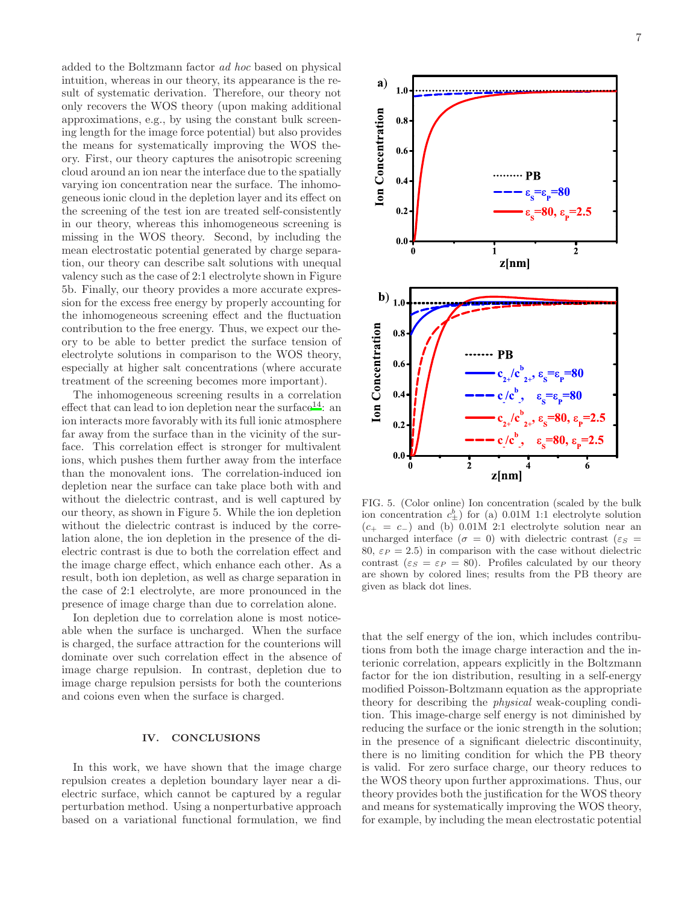added to the Boltzmann factor *ad hoc* based on physical intuition, whereas in our theory, its appearance is the result of systematic derivation. Therefore, our theory not only recovers the WOS theory (upon making additional approximations, e.g., by using the constant bulk screening length for the image force potential) but also provides the means for systematically improving the WOS theory. First, our theory captures the anisotropic screening cloud around an ion near the interface due to the spatially varying ion concentration near the surface. The inhomogeneous ionic cloud in the depletion layer and its effect on the screening of the test ion are treated self-consistently in our theory, whereas this inhomogeneous screening is missing in the WOS theory. Second, by including the mean electrostatic potential generated by charge separation, our theory can describe salt solutions with unequal valency such as the case of 2:1 electrolyte shown in Figure 5b. Finally, our theory provides a more accurate expression for the excess free energy by properly accounting for the inhomogeneous screening effect and the fluctuation contribution to the free energy. Thus, we expect our theory to be able to better predict the surface tension of electrolyte solutions in comparison to the WOS theory, especially at higher salt concentrations (where accurate treatment of the screening becomes more important).

The inhomogeneous screening results in a correlation effect that can lead to ion depletion near the surface[14]: an ion interacts more favorably with its full ionic atmosphere far away from the surface than in the vicinity of the surface. This correlation effect is stronger for multivalent ions, which pushes them further away from the interface than the monovalent ions. The correlation-induced ion depletion near the surface can take place both with and without the dielectric contrast, and is well captured by our theory, as shown in Figure 5. While the ion depletion without the dielectric contrast is induced by the correlation alone, the ion depletion in the presence of the dielectric contrast is due to both the correlation effect and the image charge effect, which enhance each other. As a result, both ion depletion, as well as charge separation in the case of 2:1 electrolyte, are more pronounced in the presence of image charge than due to correlation alone.

Ion depletion due to correlation alone is most noticeable when the surface is uncharged. When the surface is charged, the surface attraction for the counterions will dominate over such correlation effect in the absence of image charge repulsion. In contrast, depletion due to image charge repulsion persists for both the counterions and coions even when the surface is charged.

a)
Ion Concentration
z[nm]
PB
$\varepsilon_S=\varepsilon_P=80$
$\varepsilon_S=80$, $\varepsilon_P=2.5$

b)
Ion Concentration
z[nm]
PB
$c_{2+}/c^b_{2+}$, $\varepsilon_S=\varepsilon_P=80$
$c_-/c^b_-$, $\varepsilon_S=\varepsilon_P=80$
$c_{2+}/c^b_{2+}$, $\varepsilon_S=80$, $\varepsilon_P=2.5$
$c_-/c^b_-$, $\varepsilon_S=80$, $\varepsilon_P=2.5$

FIG. 5. (Color online) Ion concentration (scaled by the bulk ion concentration $c^b_\pm$) for (a) 0.01M 1:1 electrolyte solution ($c_+ = c_-$) and (b) 0.01M 2:1 electrolyte solution near an uncharged interface ($\sigma = 0$) with dielectric contrast ($\varepsilon_S = 80$, $\varepsilon_P = 2.5$) in comparison with the case without dielectric contrast ($\varepsilon_S = \varepsilon_P = 80$). Profiles calculated by our theory are shown by colored lines; results from the PB theory are given as black dot lines.

## IV. CONCLUSIONS

In this work, we have shown that the image charge repulsion creates a depletion boundary layer near a dielectric surface, which cannot be captured by a regular perturbation method. Using a nonperturbative approach based on a variational functional formulation, we find that the self energy of the ion, which includes contributions from both the image charge interaction and the interionic correlation, appears explicitly in the Boltzmann factor for the ion distribution, resulting in a self-energy modified Poisson-Boltzmann equation as the appropriate theory for describing the *physical* weak-coupling condition. This image-charge self energy is not diminished by reducing the surface or the ionic strength in the solution; in the presence of a significant dielectric discontinuity, there is no limiting condition for which the PB theory is valid. For zero surface charge, our theory reduces to the WOS theory upon further approximations. Thus, our theory provides both the justification for the WOS theory and means for systematically improving the WOS theory, for example, by including the mean electrostatic potential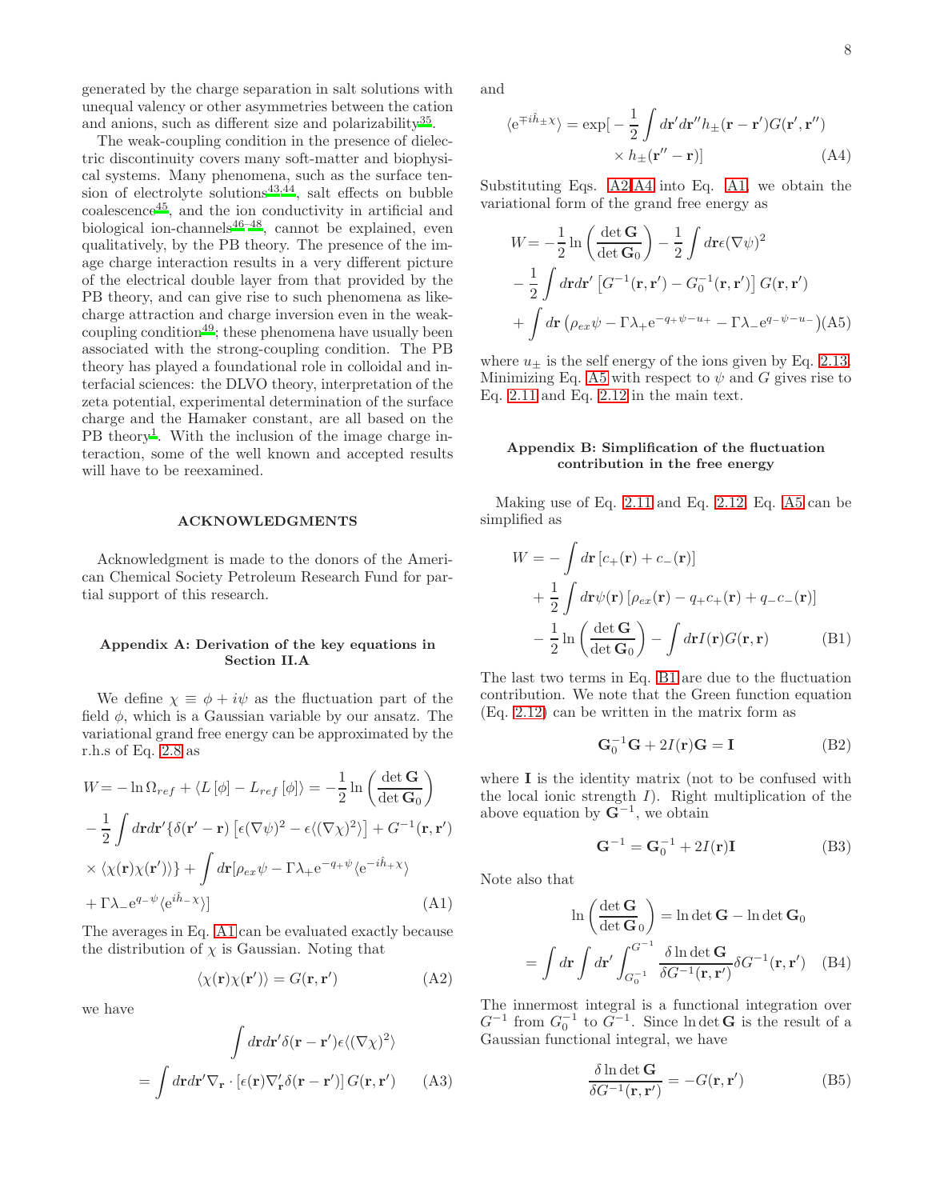generated by the charge separation in salt solutions with unequal valency or other asymmetries between the cation and anions, such as different size and polarizability[35].

The weak-coupling condition in the presence of dielectric discontinuity covers many soft-matter and biophysical systems. Many phenomena, such as the surface tension of electrolyte solutions[43,44], salt effects on bubble coalescence[45], and the ion conductivity in artificial and biological ion-channels[46–48], cannot be explained, even qualitatively, by the PB theory. The presence of the image charge interaction results in a very different picture of the electrical double layer from that provided by the PB theory, and can give rise to such phenomena as like-charge attraction and charge inversion even in the weak-coupling condition[49]; these phenomena have usually been associated with the strong-coupling condition. The PB theory has played a foundational role in colloidal and interfacial sciences: the DLVO theory, interpretation of the zeta potential, experimental determination of the surface charge and the Hamaker constant, are all based on the PB theory[1]. With the inclusion of the image charge interaction, some of the well known and accepted results will have to be reexamined.

## ACKNOWLEDGMENTS

Acknowledgment is made to the donors of the American Chemical Society Petroleum Research Fund for partial support of this research.

## Appendix A: Derivation of the key equations in Section II.A

We define $\chi \equiv \phi + i\psi$ as the fluctuation part of the field $\phi$, which is a Gaussian variable by our ansatz. The variational grand free energy can be approximated by the r.h.s of Eq. 2.8 as

$$
\begin{aligned}
W = & -\ln \Omega_{ref} + \langle L[\phi] - L_{ref}[\phi] \rangle = -\frac{1}{2}\ln\left(\frac{\det \mathbf{G}}{\det \mathbf{G}_0}\right) \\
& -\frac{1}{2}\int d\mathbf{r} d\mathbf{r}' \{\delta(\mathbf{r}'-\mathbf{r})\left[\epsilon(\nabla\psi)^2 - \epsilon\langle(\nabla\chi)^2\rangle\right] + G^{-1}(\mathbf{r},\mathbf{r}') \\
& \times \langle\chi(\mathbf{r})\chi(\mathbf{r}')\rangle\} + \int d\mathbf{r}[\rho_{ex}\psi - \Gamma\lambda_+ e^{-q_+\psi}\langle e^{-i\hat{h}_+\chi}\rangle \\
& + \Gamma\lambda_- e^{q_-\psi}\langle e^{i\hat{h}_-\chi}\rangle]
\end{aligned} \tag{A1}
$$

The averages in Eq. A1 can be evaluated exactly because the distribution of $\chi$ is Gaussian. Noting that

$$
\langle\chi(\mathbf{r})\chi(\mathbf{r}')\rangle = G(\mathbf{r},\mathbf{r}') \tag{A2}
$$

we have

$$
\begin{aligned}
& \int d\mathbf{r} d\mathbf{r}' \delta(\mathbf{r}-\mathbf{r}')\epsilon\langle(\nabla\chi)^2\rangle \\
= & \int d\mathbf{r} d\mathbf{r}' \nabla_{\mathbf{r}} \cdot \left[\epsilon(\mathbf{r})\nabla'_{\mathbf{r}}\delta(\mathbf{r}-\mathbf{r}')\right] G(\mathbf{r},\mathbf{r}')
\end{aligned} \tag{A3}
$$

and

$$
\begin{aligned}
\langle e^{\mp i\hat{h}_\pm\chi}\rangle = & \exp[-\frac{1}{2}\int d\mathbf{r}' d\mathbf{r}'' h_\pm(\mathbf{r}-\mathbf{r}')G(\mathbf{r}',\mathbf{r}'') \\
& \times h_\pm(\mathbf{r}''-\mathbf{r})]
\end{aligned} \tag{A4}
$$

Substituting Eqs. A2-A4 into Eq. A1, we obtain the variational form of the grand free energy as

$$
\begin{aligned}
W = & -\frac{1}{2}\ln\left(\frac{\det \mathbf{G}}{\det \mathbf{G}_0}\right) - \frac{1}{2}\int d\mathbf{r}\epsilon(\nabla\psi)^2 \\
& -\frac{1}{2}\int d\mathbf{r} d\mathbf{r}' \left[G^{-1}(\mathbf{r},\mathbf{r}') - G_0^{-1}(\mathbf{r},\mathbf{r}')\right] G(\mathbf{r},\mathbf{r}') \\
& + \int d\mathbf{r} \left(\rho_{ex}\psi - \Gamma\lambda_+ e^{-q_+\psi - u_+} - \Gamma\lambda_- e^{q_-\psi - u_-}\right)
\end{aligned} \tag{A5}
$$

where $u_\pm$ is the self energy of the ions given by Eq. 2.13. Minimizing Eq. A5 with respect to $\psi$ and $G$ gives rise to Eq. 2.11 and Eq. 2.12 in the main text.

## Appendix B: Simplification of the fluctuation contribution in the free energy

Making use of Eq. 2.11 and Eq. 2.12, Eq. A5 can be simplified as

$$
\begin{aligned}
W = & -\int d\mathbf{r} \left[c_+(\mathbf{r}) + c_-(\mathbf{r})\right] \\
& + \frac{1}{2}\int d\mathbf{r}\psi(\mathbf{r}) \left[\rho_{ex}(\mathbf{r}) - q_+c_+(\mathbf{r}) + q_-c_-(\mathbf{r})\right] \\
& - \frac{1}{2}\ln\left(\frac{\det \mathbf{G}}{\det \mathbf{G}_0}\right) - \int d\mathbf{r} I(\mathbf{r})G(\mathbf{r},\mathbf{r})
\end{aligned} \tag{B1}
$$

The last two terms in Eq. B1 are due to the fluctuation contribution. We note that the Green function equation (Eq. 2.12) can be written in the matrix form as

$$
\mathbf{G}_0^{-1}\mathbf{G} + 2I(\mathbf{r})\mathbf{G} = \mathbf{I} \tag{B2}
$$

where $\mathbf{I}$ is the identity matrix (not to be confused with the local ionic strength $I$). Right multiplication of the above equation by $\mathbf{G}^{-1}$, we obtain

$$
\mathbf{G}^{-1} = \mathbf{G}_0^{-1} + 2I(\mathbf{r})\mathbf{I} \tag{B3}
$$

Note also that

$$
\begin{aligned}
& \ln\left(\frac{\det \mathbf{G}}{\det \mathbf{G}_0}\right) = \ln\det\mathbf{G} - \ln\det\mathbf{G}_0 \\
= & \int d\mathbf{r} \int d\mathbf{r}' \int_{G_0^{-1}}^{G^{-1}} \frac{\delta \ln\det\mathbf{G}}{\delta G^{-1}(\mathbf{r},\mathbf{r}')}\delta G^{-1}(\mathbf{r},\mathbf{r}')
\end{aligned} \tag{B4}
$$

The innermost integral is a functional integration over $G^{-1}$ from $G_0^{-1}$ to $G^{-1}$. Since $\ln\det\mathbf{G}$ is the result of a Gaussian functional integral, we have

$$
\frac{\delta \ln\det\mathbf{G}}{\delta G^{-1}(\mathbf{r},\mathbf{r}')} = -G(\mathbf{r},\mathbf{r}') \tag{B5}
$$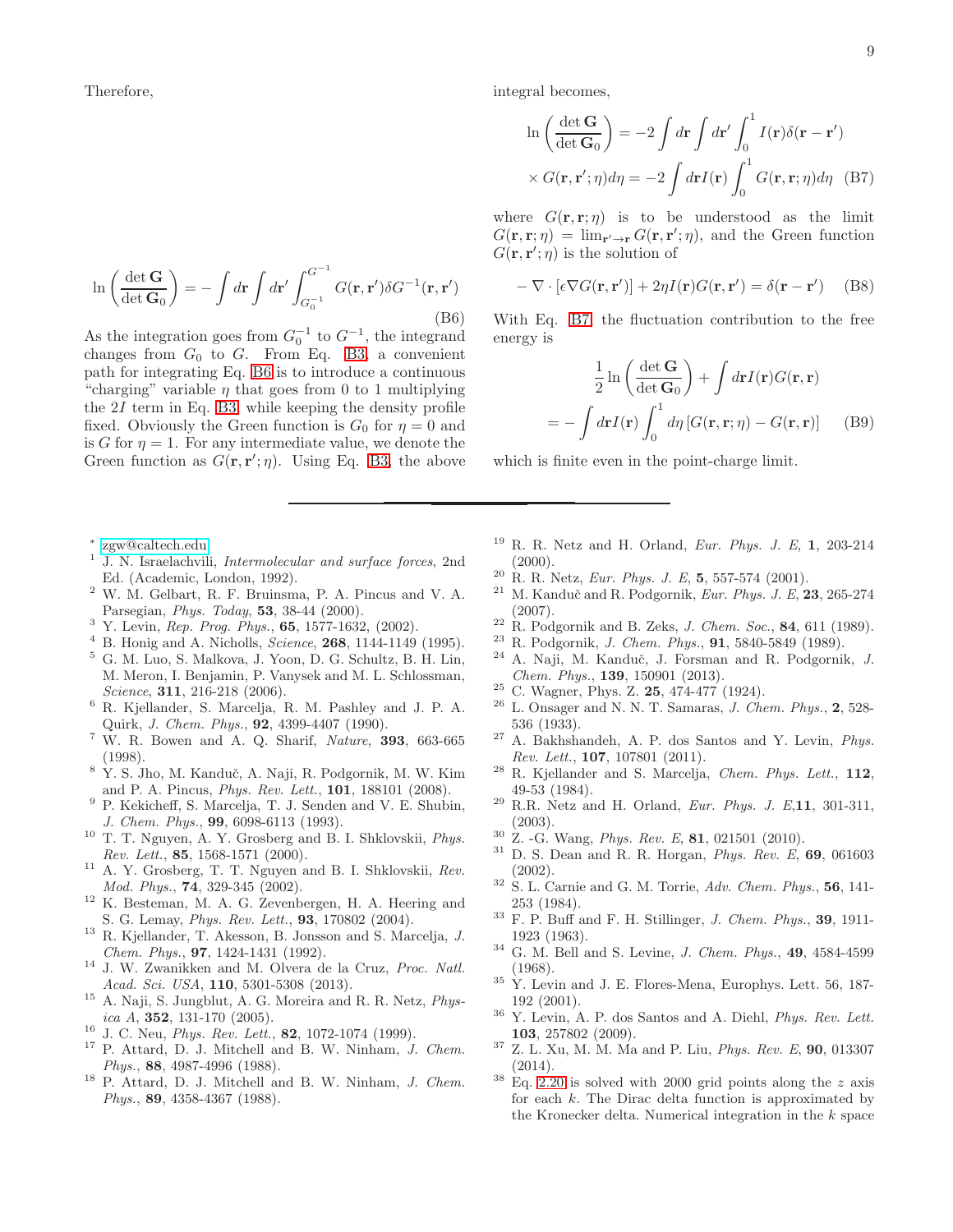Therefore,

$$\ln\left(\frac{\det \mathbf{G}}{\det \mathbf{G}_0}\right) = -\int d\mathbf{r} \int d\mathbf{r}' \int_{G_0^{-1}}^{G^{-1}} G(\mathbf{r},\mathbf{r}')\delta G^{-1}(\mathbf{r},\mathbf{r}') \tag{B6}$$

As the integration goes from $G_0^{-1}$ to $G^{-1}$, the integrand changes from $G_0$ to $G$. From Eq. B3, a convenient path for integrating Eq. B6 is to introduce a continuous "charging" variable $\eta$ that goes from 0 to 1 multiplying the $2I$ term in Eq. B3, while keeping the density profile fixed. Obviously the Green function is $G_0$ for $\eta = 0$ and is $G$ for $\eta = 1$. For any intermediate value, we denote the Green function as $G(\mathbf{r},\mathbf{r}';\eta)$. Using Eq. B3, the above integral becomes,

$$\ln\left(\frac{\det \mathbf{G}}{\det \mathbf{G}_0}\right) = -2\int d\mathbf{r} \int d\mathbf{r}' \int_0^1 I(\mathbf{r})\delta(\mathbf{r}-\mathbf{r}') \times G(\mathbf{r},\mathbf{r}';\eta)d\eta = -2\int d\mathbf{r} I(\mathbf{r}) \int_0^1 G(\mathbf{r},\mathbf{r};\eta)d\eta \tag{B7}$$

where $G(\mathbf{r},\mathbf{r};\eta)$ is to be understood as the limit $G(\mathbf{r},\mathbf{r};\eta) = \lim_{\mathbf{r}'\to\mathbf{r}} G(\mathbf{r},\mathbf{r}';\eta)$, and the Green function $G(\mathbf{r},\mathbf{r}';\eta)$ is the solution of

$$-\nabla \cdot [\epsilon \nabla G(\mathbf{r},\mathbf{r}')] + 2\eta I(\mathbf{r})G(\mathbf{r},\mathbf{r}') = \delta(\mathbf{r}-\mathbf{r}') \tag{B8}$$

With Eq. B7, the fluctuation contribution to the free energy is

$$\frac{1}{2}\ln\left(\frac{\det \mathbf{G}}{\det \mathbf{G}_0}\right) + \int d\mathbf{r} I(\mathbf{r})G(\mathbf{r},\mathbf{r}) = -\int d\mathbf{r} I(\mathbf{r}) \int_0^1 d\eta \left[G(\mathbf{r},\mathbf{r};\eta) - G(\mathbf{r},\mathbf{r})\right] \tag{B9}$$

which is finite even in the point-charge limit.

---

* zgw@caltech.edu

[1] J. N. Israelachvili, *Intermolecular and surface forces*, 2nd Ed. (Academic, London, 1992).

[2] W. M. Gelbart, R. F. Bruinsma, P. A. Pincus and V. A. Parsegian, *Phys. Today*, **53**, 38-44 (2000).

[3] Y. Levin, *Rep. Prog. Phys.*, **65**, 1577-1632, (2002).

[4] B. Honig and A. Nicholls, *Science*, **268**, 1144-1149 (1995).

[5] G. M. Luo, S. Malkova, J. Yoon, D. G. Schultz, B. H. Lin, M. Meron, I. Benjamin, P. Vanysek and M. L. Schlossman, *Science*, **311**, 216-218 (2006).

[6] R. Kjellander, S. Marcelja, R. M. Pashley and J. P. A. Quirk, *J. Chem. Phys.*, **92**, 4399-4407 (1990).

[7] W. R. Bowen and A. Q. Sharif, *Nature*, **393**, 663-665 (1998).

[8] Y. S. Jho, M. Kanduč, A. Naji, R. Podgornik, M. W. Kim and P. A. Pincus, *Phys. Rev. Lett.*, **101**, 188101 (2008).

[9] P. Kekicheff, S. Marcelja, T. J. Senden and V. E. Shubin, *J. Chem. Phys.*, **99**, 6098-6113 (1993).

[10] T. T. Nguyen, A. Y. Grosberg and B. I. Shklovskii, *Phys. Rev. Lett.*, **85**, 1568-1571 (2000).

[11] A. Y. Grosberg, T. T. Nguyen and B. I. Shklovskii, *Rev. Mod. Phys.*, **74**, 329-345 (2002).

[12] K. Besteman, M. A. G. Zevenbergen, H. A. Heering and S. G. Lemay, *Phys. Rev. Lett.*, **93**, 170802 (2004).

[13] R. Kjellander, T. Akesson, B. Jonsson and S. Marcelja, *J. Chem. Phys.*, **97**, 1424-1431 (1992).

[14] J. W. Zwanikken and M. Olvera de la Cruz, *Proc. Natl. Acad. Sci. USA*, **110**, 5301-5308 (2013).

[15] A. Naji, S. Jungblut, A. G. Moreira and R. R. Netz, *Physica A*, **352**, 131-170 (2005).

[16] J. C. Neu, *Phys. Rev. Lett.*, **82**, 1072-1074 (1999).

[17] P. Attard, D. J. Mitchell and B. W. Ninham, *J. Chem. Phys.*, **88**, 4987-4996 (1988).

[18] P. Attard, D. J. Mitchell and B. W. Ninham, *J. Chem. Phys.*, **89**, 4358-4367 (1988).

[19] R. R. Netz and H. Orland, *Eur. Phys. J. E*, **1**, 203-214 (2000).

[20] R. R. Netz, *Eur. Phys. J. E*, **5**, 557-574 (2001).

[21] M. Kanduč and R. Podgornik, *Eur. Phys. J. E*, **23**, 265-274 (2007).

[22] R. Podgornik and B. Zeks, *J. Chem. Soc.*, **84**, 611 (1989).

[23] R. Podgornik, *J. Chem. Phys.*, **91**, 5840-5849 (1989).

[24] A. Naji, M. Kanduč, J. Forsman and R. Podgornik, *J. Chem. Phys.*, **139**, 150901 (2013).

[25] C. Wagner, Phys. Z. **25**, 474-477 (1924).

[26] L. Onsager and N. N. T. Samaras, *J. Chem. Phys.*, **2**, 528-536 (1933).

[27] A. Bakhshandeh, A. P. dos Santos and Y. Levin, *Phys. Rev. Lett.*, **107**, 107801 (2011).

[28] R. Kjellander and S. Marcelja, *Chem. Phys. Lett.*, **112**, 49-53 (1984).

[29] R.R. Netz and H. Orland, *Eur. Phys. J. E*,**11**, 301-311, (2003).

[30] Z. -G. Wang, *Phys. Rev. E*, **81**, 021501 (2010).

[31] D. S. Dean and R. R. Horgan, *Phys. Rev. E*, **69**, 061603 (2002).

[32] S. L. Carnie and G. M. Torrie, *Adv. Chem. Phys.*, **56**, 141-253 (1984).

[33] F. P. Buff and F. H. Stillinger, *J. Chem. Phys.*, **39**, 1911-1923 (1963).

[34] G. M. Bell and S. Levine, *J. Chem. Phys.*, **49**, 4584-4599 (1968).

[35] Y. Levin and J. E. Flores-Mena, Europhys. Lett. 56, 187-192 (2001).

[36] Y. Levin, A. P. dos Santos and A. Diehl, *Phys. Rev. Lett.* **103**, 257802 (2009).

[37] Z. L. Xu, M. M. Ma and P. Liu, *Phys. Rev. E*, **90**, 013307 (2014).

[38] Eq. 2.20 is solved with 2000 grid points along the $z$ axis for each $k$. The Dirac delta function is approximated by the Kronecker delta. Numerical integration in the $k$ space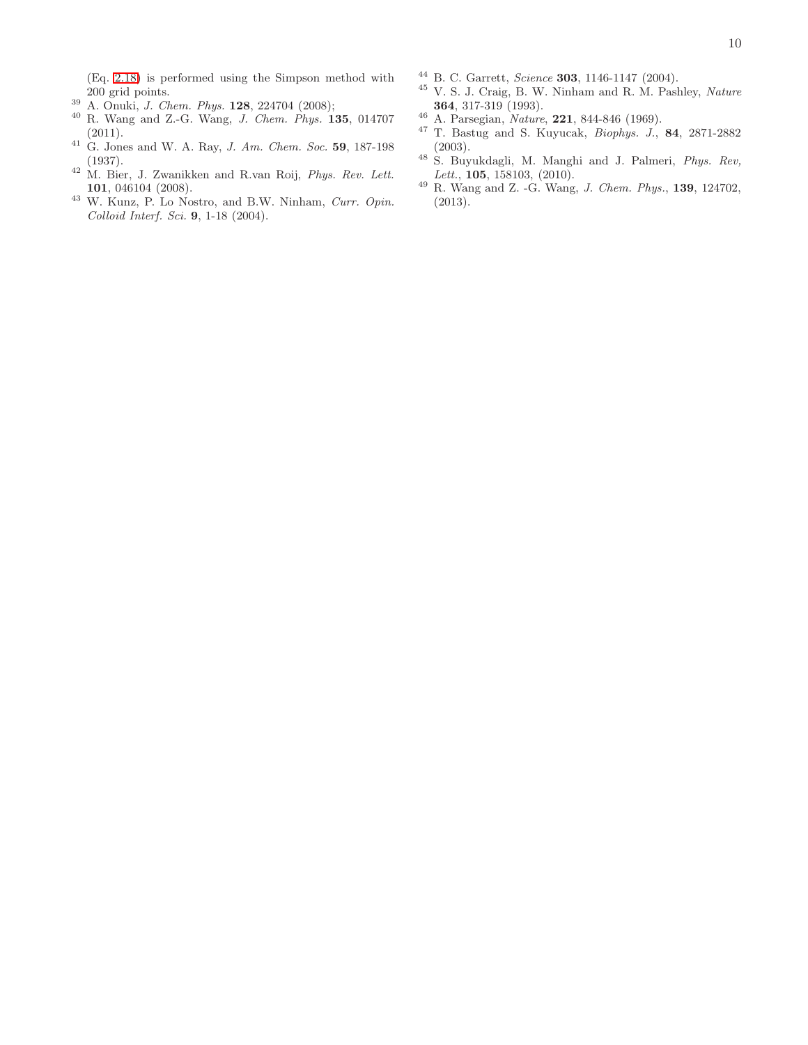(Eq. 2.18) is performed using the Simpson method with 200 grid points.

[39] A. Onuki, *J. Chem. Phys.* **128**, 224704 (2008);

[40] R. Wang and Z.-G. Wang, *J. Chem. Phys.* **135**, 014707 (2011).

[41] G. Jones and W. A. Ray, *J. Am. Chem. Soc.* **59**, 187-198 (1937).

[42] M. Bier, J. Zwanikken and R.van Roij, *Phys. Rev. Lett.* **101**, 046104 (2008).

[43] W. Kunz, P. Lo Nostro, and B.W. Ninham, *Curr. Opin. Colloid Interf. Sci.* **9**, 1-18 (2004).

[44] B. C. Garrett, *Science* **303**, 1146-1147 (2004).

[45] V. S. J. Craig, B. W. Ninham and R. M. Pashley, *Nature* **364**, 317-319 (1993).

[46] A. Parsegian, *Nature*, **221**, 844-846 (1969).

[47] T. Bastug and S. Kuyucak, *Biophys. J.*, **84**, 2871-2882 (2003).

[48] S. Buyukdagli, M. Manghi and J. Palmeri, *Phys. Rev, Lett.*, **105**, 158103, (2010).

[49] R. Wang and Z. -G. Wang, *J. Chem. Phys.*, **139**, 124702, (2013).